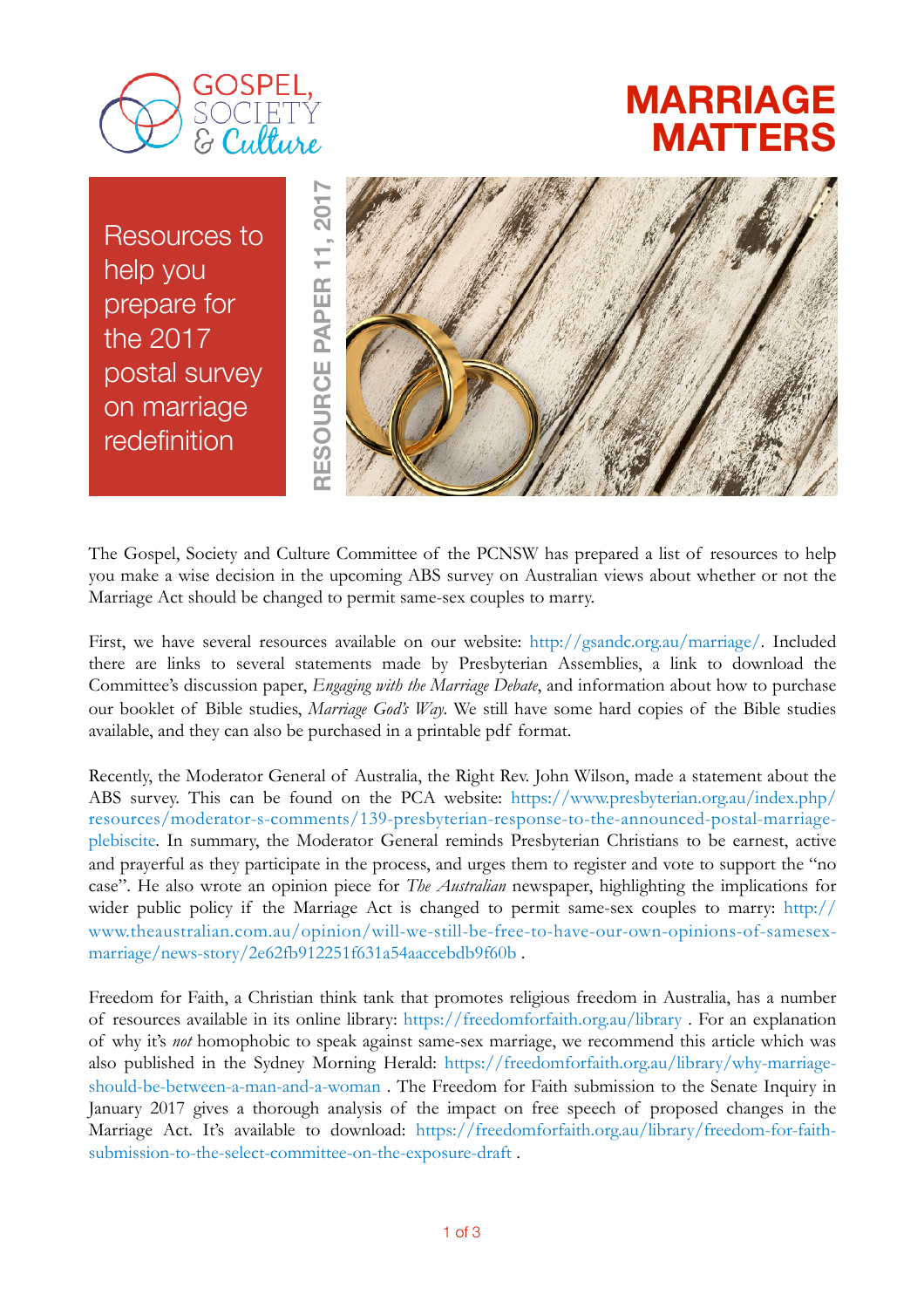GOSPEL, SOCIETY & Culture

# MARRIAGE MATTERS

Resources to help you prepare for the 2017 postal survey on marriage redefinition

**RESOURCE PAPER 11, 2017**

The Gospel, Society and Culture Committee of the PCNSW has prepared a list of resources to help you make a wise decision in the upcoming ABS survey on Australian views about whether or not the Marriage Act should be changed to permit same-sex couples to marry.

First, we have several resources available on our website: http://gsandc.org.au/marriage/. Included there are links to several statements made by Presbyterian Assemblies, a link to download the Committee's discussion paper, *Engaging with the Marriage Debate*, and information about how to purchase our booklet of Bible studies, *Marriage God's Way*. We still have some hard copies of the Bible studies available, and they can also be purchased in a printable pdf format.

Recently, the Moderator General of Australia, the Right Rev. John Wilson, made a statement about the ABS survey. This can be found on the PCA website: https://www.presbyterian.org.au/index.php/resources/moderator-s-comments/139-presbyterian-response-to-the-announced-postal-marriage-plebiscite. In summary, the Moderator General reminds Presbyterian Christians to be earnest, active and prayerful as they participate in the process, and urges them to register and vote to support the "no case". He also wrote an opinion piece for *The Australian* newspaper, highlighting the implications for wider public policy if the Marriage Act is changed to permit same-sex couples to marry: http://www.theaustralian.com.au/opinion/will-we-still-be-free-to-have-our-own-opinions-of-samesex-marriage/news-story/2e62fb912251f631a54aaccebdb9f60b .

Freedom for Faith, a Christian think tank that promotes religious freedom in Australia, has a number of resources available in its online library: https://freedomforfaith.org.au/library . For an explanation of why it's *not* homophobic to speak against same-sex marriage, we recommend this article which was also published in the Sydney Morning Herald: https://freedomforfaith.org.au/library/why-marriage-should-be-between-a-man-and-a-woman . The Freedom for Faith submission to the Senate Inquiry in January 2017 gives a thorough analysis of the impact on free speech of proposed changes in the Marriage Act. It's available to download: https://freedomforfaith.org.au/library/freedom-for-faith-submission-to-the-select-committee-on-the-exposure-draft .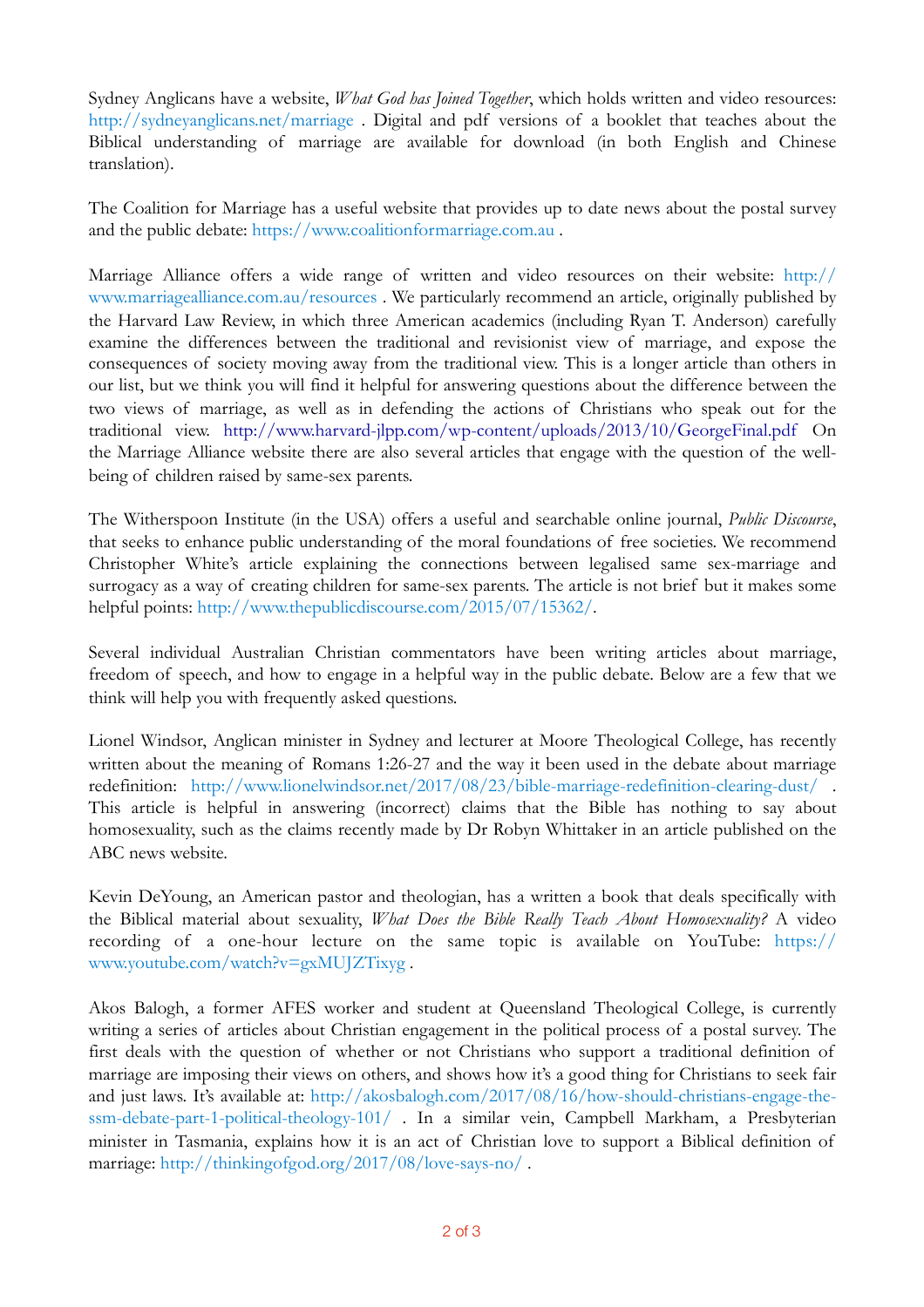Sydney Anglicans have a website, *What God has Joined Together*, which holds written and video resources: http://sydneyanglicans.net/marriage . Digital and pdf versions of a booklet that teaches about the Biblical understanding of marriage are available for download (in both English and Chinese translation).

The Coalition for Marriage has a useful website that provides up to date news about the postal survey and the public debate: https://www.coalitionformarriage.com.au .

Marriage Alliance offers a wide range of written and video resources on their website: http://www.marriagealliance.com.au/resources . We particularly recommend an article, originally published by the Harvard Law Review, in which three American academics (including Ryan T. Anderson) carefully examine the differences between the traditional and revisionist view of marriage, and expose the consequences of society moving away from the traditional view. This is a longer article than others in our list, but we think you will find it helpful for answering questions about the difference between the two views of marriage, as well as in defending the actions of Christians who speak out for the traditional view. http://www.harvard-jlpp.com/wp-content/uploads/2013/10/GeorgeFinal.pdf On the Marriage Alliance website there are also several articles that engage with the question of the well-being of children raised by same-sex parents.

The Witherspoon Institute (in the USA) offers a useful and searchable online journal, *Public Discourse*, that seeks to enhance public understanding of the moral foundations of free societies. We recommend Christopher White's article explaining the connections between legalised same sex-marriage and surrogacy as a way of creating children for same-sex parents. The article is not brief but it makes some helpful points: http://www.thepublicdiscourse.com/2015/07/15362/.

Several individual Australian Christian commentators have been writing articles about marriage, freedom of speech, and how to engage in a helpful way in the public debate. Below are a few that we think will help you with frequently asked questions.

Lionel Windsor, Anglican minister in Sydney and lecturer at Moore Theological College, has recently written about the meaning of Romans 1:26-27 and the way it been used in the debate about marriage redefinition: http://www.lionelwindsor.net/2017/08/23/bible-marriage-redefinition-clearing-dust/ . This article is helpful in answering (incorrect) claims that the Bible has nothing to say about homosexuality, such as the claims recently made by Dr Robyn Whittaker in an article published on the ABC news website.

Kevin DeYoung, an American pastor and theologian, has a written a book that deals specifically with the Biblical material about sexuality, *What Does the Bible Really Teach About Homosexuality?* A video recording of a one-hour lecture on the same topic is available on YouTube: https://www.youtube.com/watch?v=gxMUJZTixyg .

Akos Balogh, a former AFES worker and student at Queensland Theological College, is currently writing a series of articles about Christian engagement in the political process of a postal survey. The first deals with the question of whether or not Christians who support a traditional definition of marriage are imposing their views on others, and shows how it's a good thing for Christians to seek fair and just laws. It's available at: http://akosbalogh.com/2017/08/16/how-should-christians-engage-the-ssm-debate-part-1-political-theology-101/ . In a similar vein, Campbell Markham, a Presbyterian minister in Tasmania, explains how it is an act of Christian love to support a Biblical definition of marriage: http://thinkingofgod.org/2017/08/love-says-no/ .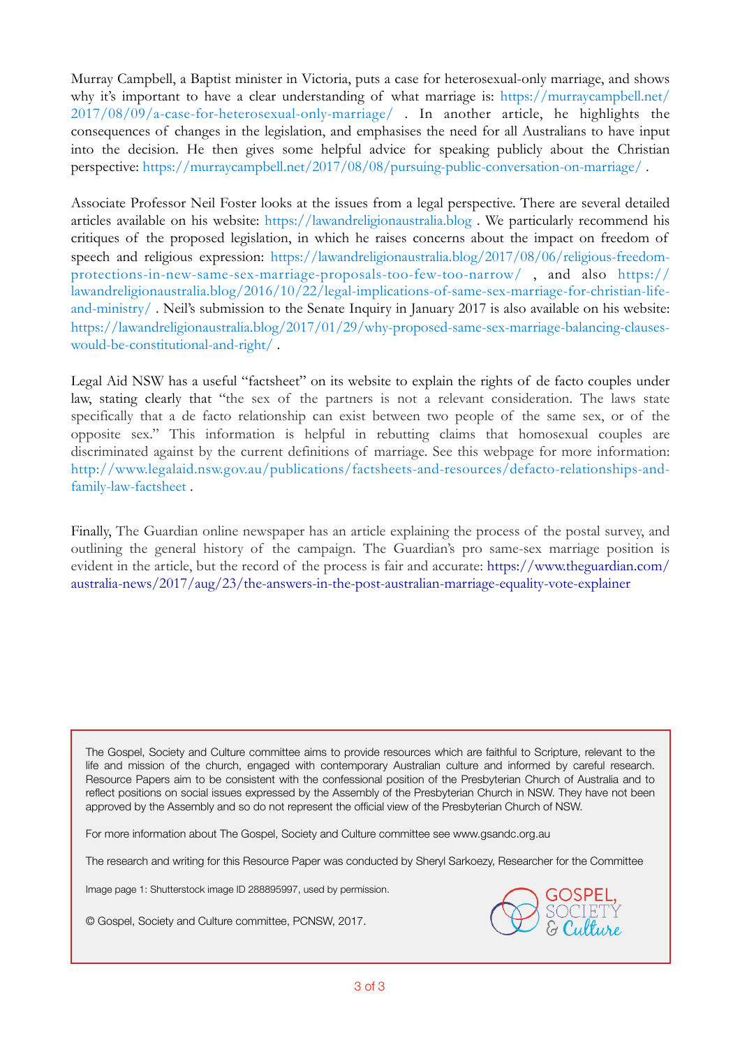Murray Campbell, a Baptist minister in Victoria, puts a case for heterosexual-only marriage, and shows why it's important to have a clear understanding of what marriage is: https://murraycampbell.net/2017/08/09/a-case-for-heterosexual-only-marriage/ . In another article, he highlights the consequences of changes in the legislation, and emphasises the need for all Australians to have input into the decision. He then gives some helpful advice for speaking publicly about the Christian perspective: https://murraycampbell.net/2017/08/08/pursuing-public-conversation-on-marriage/ .

Associate Professor Neil Foster looks at the issues from a legal perspective. There are several detailed articles available on his website: https://lawandreligionaustralia.blog . We particularly recommend his critiques of the proposed legislation, in which he raises concerns about the impact on freedom of speech and religious expression: https://lawandreligionaustralia.blog/2017/08/06/religious-freedom-protections-in-new-same-sex-marriage-proposals-too-few-too-narrow/ , and also https://lawandreligionaustralia.blog/2016/10/22/legal-implications-of-same-sex-marriage-for-christian-life-and-ministry/ . Neil's submission to the Senate Inquiry in January 2017 is also available on his website: https://lawandreligionaustralia.blog/2017/01/29/why-proposed-same-sex-marriage-balancing-clauses-would-be-constitutional-and-right/ .

Legal Aid NSW has a useful "factsheet" on its website to explain the rights of de facto couples under law, stating clearly that "the sex of the partners is not a relevant consideration. The laws state specifically that a de facto relationship can exist between two people of the same sex, or of the opposite sex." This information is helpful in rebutting claims that homosexual couples are discriminated against by the current definitions of marriage. See this webpage for more information: http://www.legalaid.nsw.gov.au/publications/factsheets-and-resources/defacto-relationships-and-family-law-factsheet .

Finally, The Guardian online newspaper has an article explaining the process of the postal survey, and outlining the general history of the campaign. The Guardian's pro same-sex marriage position is evident in the article, but the record of the process is fair and accurate: https://www.theguardian.com/australia-news/2017/aug/23/the-answers-in-the-post-australian-marriage-equality-vote-explainer

The Gospel, Society and Culture committee aims to provide resources which are faithful to Scripture, relevant to the life and mission of the church, engaged with contemporary Australian culture and informed by careful research. Resource Papers aim to be consistent with the confessional position of the Presbyterian Church of Australia and to reflect positions on social issues expressed by the Assembly of the Presbyterian Church in NSW. They have not been approved by the Assembly and so do not represent the official view of the Presbyterian Church of NSW.

For more information about The Gospel, Society and Culture committee see www.gsandc.org.au

The research and writing for this Resource Paper was conducted by Sheryl Sarkoezy, Researcher for the Committee

Image page 1: Shutterstock image ID 288895997, used by permission.

© Gospel, Society and Culture committee, PCNSW, 2017.

GOSPEL, SOCIETY & Culture